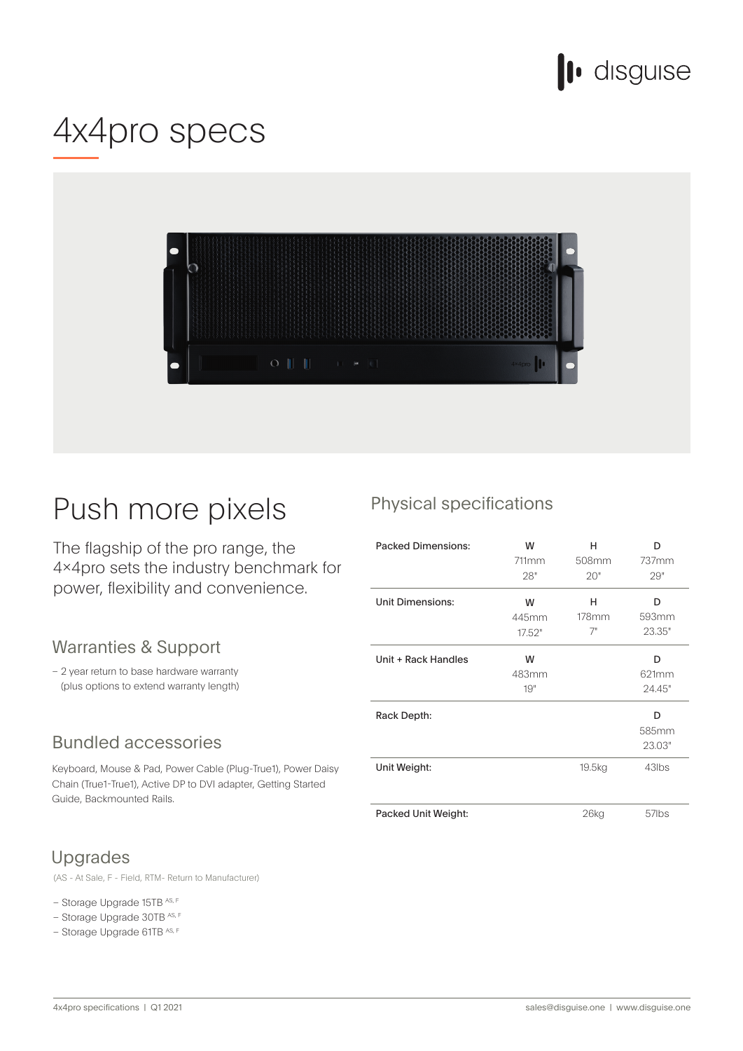# 4x4pro specs

## Push more pixels

The flagship of the pro range, the 4×4pro sets the industry benchmark for power, flexibility and convenience.

### Warranties & Support

- 2 year return to base hardware warranty (plus options to extend warranty length)

### Bundled accessories

Keyboard, Mouse & Pad, Power Cable (Plug-True1), Power Daisy Chain (True1-True1), Active DP to DVI adapter, Getting Started Guide, Backmounted Rails.

### Upgrades

(AS - At Sale, F - Field, RTM- Return to Manufacturer)

- Storage Upgrade 15TB [AS, F]
- Storage Upgrade 30TB [AS, F]
- Storage Upgrade 61TB [AS, F]

## Physical specifications

| | W | H | D |
|---|---|---|---|
| Packed Dimensions: | 711mm<br>28" | 508mm<br>20" | 737mm<br>29" |
| Unit Dimensions: | 445mm<br>17.52" | 178mm<br>7" | 593mm<br>23.35" |
| Unit + Rack Handles | 483mm<br>19" | | 621mm<br>24.45" |
| Rack Depth: | | | 585mm<br>23.03" |
| Unit Weight: | | 19.5kg | 43lbs |
| Packed Unit Weight: | | 26kg | 57lbs |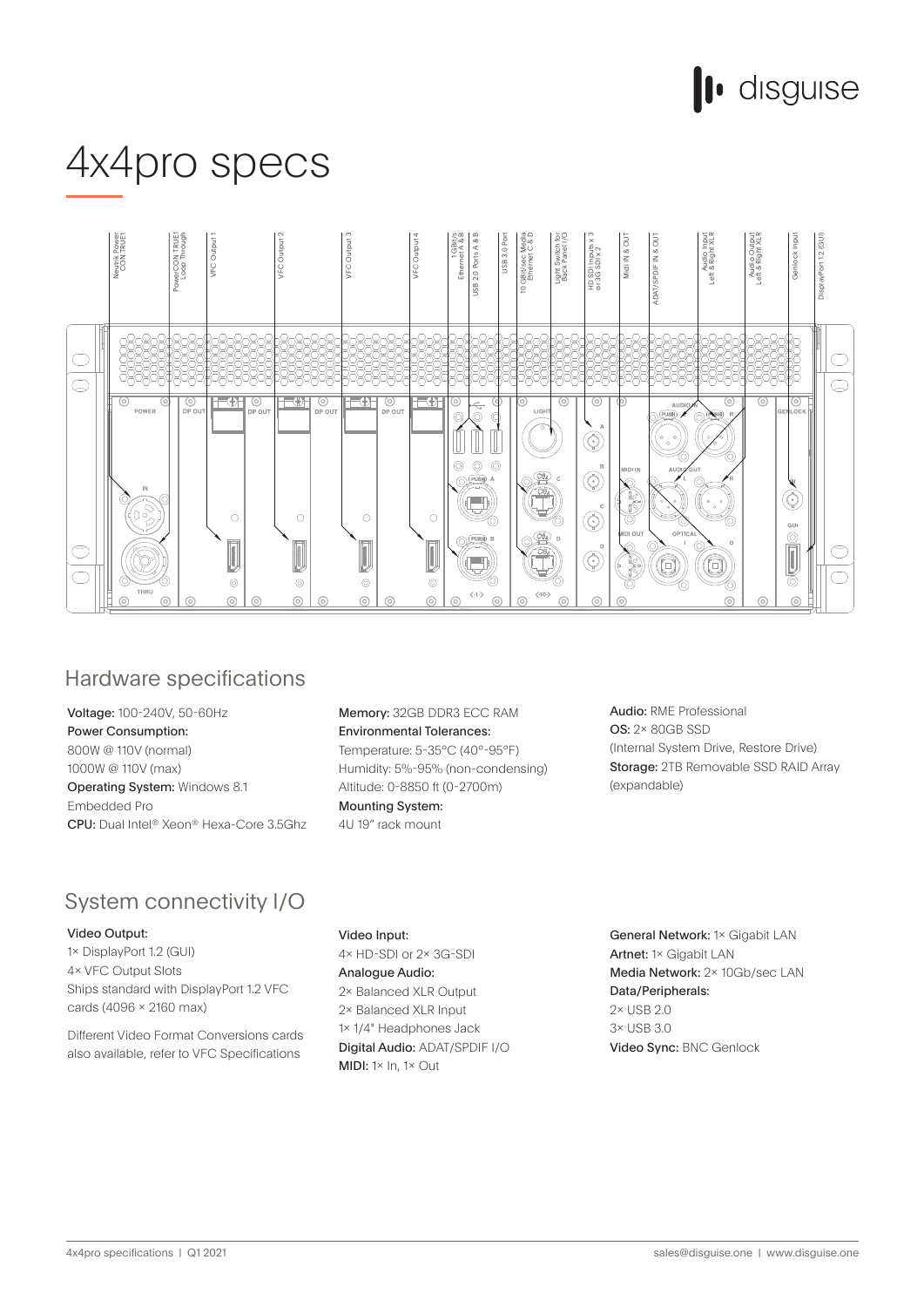# 4x4pro specs

Neutrik Power CON TRUE1

PowerCON TRUE1 Loop Through

VFC Output 1

VFC Output 2

VFC Output 3

VFC Output 4

1 Gbit/s Ethernet A & B

USB 2.0 Ports A & B

USB 3.0 Port

10 GBit/sec Media Ethernet C & D

Light Switch for Back Panel I/O

HD SDI Inputs x 3 or 3G SDI x 2

Midi IN & OUT

ADAT/SPDIF IN & OUT

Audio Input Left & Right XLR

Audio Output Left & Right XLR

Genlock Input

DisplayPort 1.2 (GUI)

## Hardware specifications

**Voltage:** 100-240V, 50-60Hz
**Power Consumption:**
800W @ 110V (normal)
1000W @ 110V (max)
**Operating System:** Windows 8.1 Embedded Pro
**CPU:** Dual Intel® Xeon® Hexa-Core 3.5Ghz

**Memory:** 32GB DDR3 ECC RAM
**Environmental Tolerances:**
Temperature: 5-35°C (40°-95°F)
Humidity: 5%-95% (non-condensing)
Altitude: 0-8850 ft (0-2700m)
**Mounting System:**
4U 19" rack mount

**Audio:** RME Professional
**OS:** 2× 80GB SSD
(Internal System Drive, Restore Drive)
**Storage:** 2TB Removable SSD RAID Array (expandable)

## System connectivity I/O

**Video Output:**
1× DisplayPort 1.2 (GUI)
4× VFC Output Slots
Ships standard with DisplayPort 1.2 VFC cards (4096 × 2160 max)

Different Video Format Conversions cards also available, refer to VFC Specifications

**Video Input:**
4× HD-SDI or 2× 3G-SDI
**Analogue Audio:**
2× Balanced XLR Output
2× Balanced XLR Input
1× 1/4" Headphones Jack
**Digital Audio:** ADAT/SPDIF I/O
**MIDI:** 1× In, 1× Out

**General Network:** 1× Gigabit LAN
**Artnet:** 1× Gigabit LAN
**Media Network:** 2× 10Gb/sec LAN
**Data/Peripherals:**
2× USB 2.0
3× USB 3.0
**Video Sync:** BNC Genlock